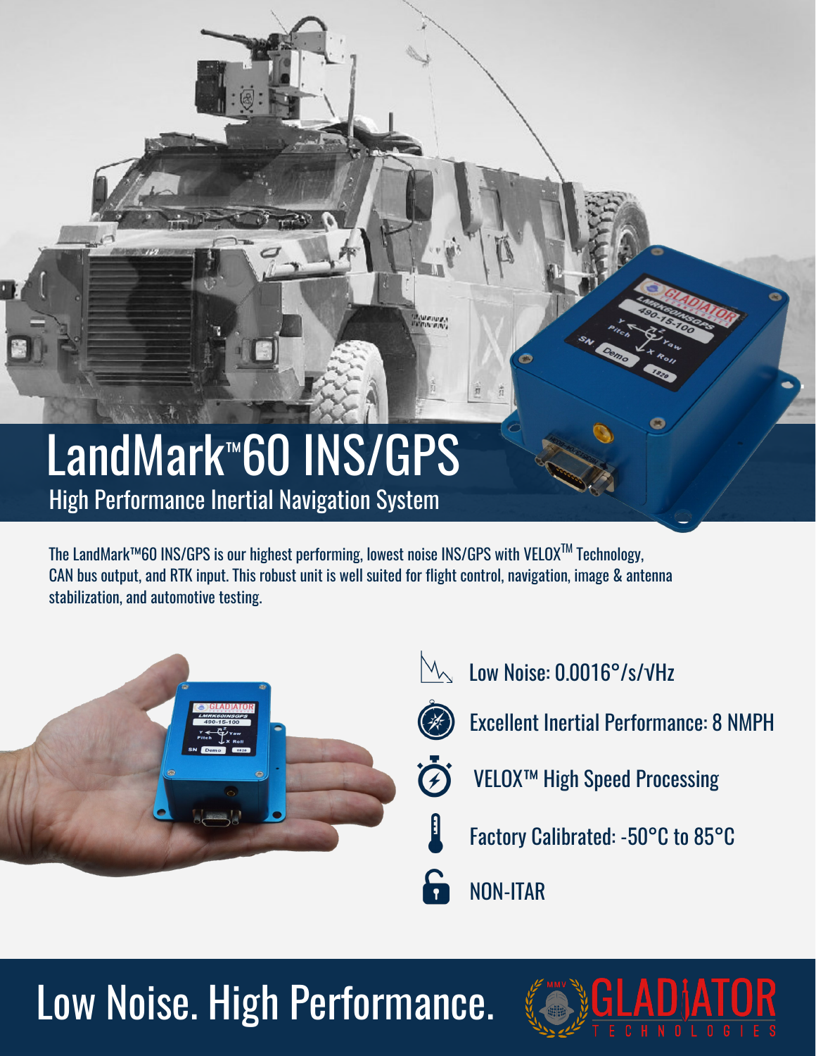# LandMark™60 INS/GPS

## High Performance Inertial Navigation System

The LandMark™60 INS/GPS is our highest performing, lowest noise INS/GPS with VELOX™ Technology, CAN bus output, and RTK input. This robust unit is well suited for flight control, navigation, image & antenna stabilization, and automotive testing.

- Low Noise: 0.0016°/s/√Hz
- Excellent Inertial Performance: 8 NMPH
- VELOX™ High Speed Processing
- Factory Calibrated: -50°C to 85°C
- NON-ITAR

## Low Noise. High Performance.

GLADIATOR TECHNOLOGIES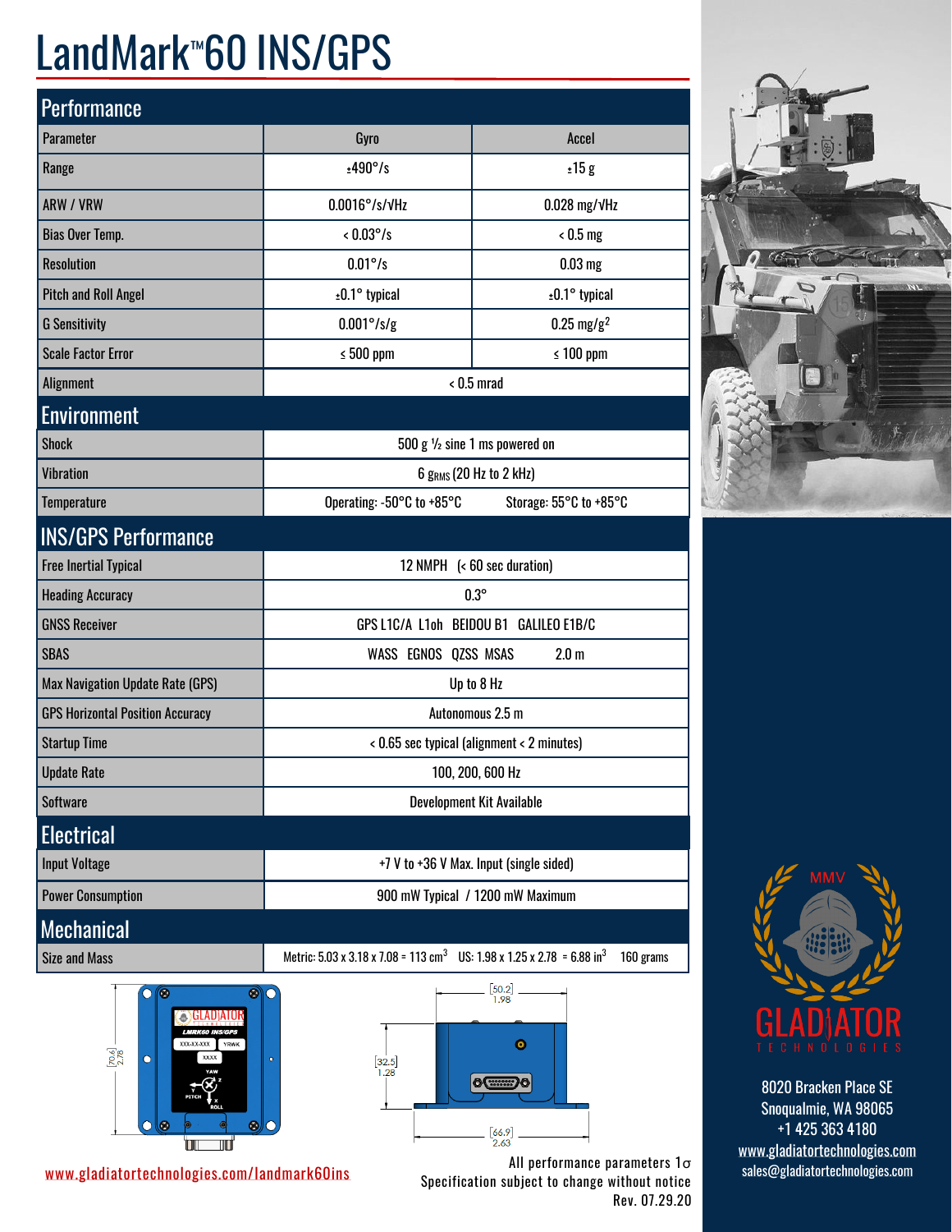# LandMark™60 INS/GPS

## Performance

| Parameter | Gyro | Accel |
|---|---|---|
| Range | ±490°/s | ±15 g |
| ARW / VRW | 0.0016°/s/√Hz | 0.028 mg/√Hz |
| Bias Over Temp. | < 0.03°/s | < 0.5 mg |
| Resolution | 0.01°/s | 0.03 mg |
| Pitch and Roll Angel | ±0.1° typical | ±0.1° typical |
| G Sensitivity | 0.001°/s/g | 0.25 mg/g$^2$ |
| Scale Factor Error | ≤ 500 ppm | ≤ 100 ppm |
| Alignment | < 0.5 mrad | |

## Environment

| | | |
|---|---|---|
| Shock | 500 g ½ sine 1 ms powered on | |
| Vibration | 6 $g_{RMS}$ (20 Hz to 2 kHz) | |
| Temperature | Operating: -50°C to +85°C | Storage: 55°C to +85°C |

## INS/GPS Performance

| | |
|---|---|
| Free Inertial Typical | 12 NMPH (< 60 sec duration) |
| Heading Accuracy | 0.3° |
| GNSS Receiver | GPS L1C/A L1oh BEIDOU B1 GALILEO E1B/C |
| SBAS | WASS EGNOS QZSS MSAS 2.0 m |
| Max Navigation Update Rate (GPS) | Up to 8 Hz |
| GPS Horizontal Position Accuracy | Autonomous 2.5 m |
| Startup Time | < 0.65 sec typical (alignment < 2 minutes) |
| Update Rate | 100, 200, 600 Hz |
| Software | Development Kit Available |

## Electrical

| | |
|---|---|
| Input Voltage | +7 V to +36 V Max. Input (single sided) |
| Power Consumption | 900 mW Typical / 1200 mW Maximum |

## Mechanical

| | |
|---|---|
| Size and Mass | Metric: 5.03 x 3.18 x 7.08 = 113 cm$^3$ US: 1.98 x 1.25 x 2.78 = 6.88 in$^3$ 160 grams |

GLADIATOR
LMRK60 INS/GPS
XXX-XX-XXX YRWK
XXXX
YAW Z
PITCH Y
X ROLL

[70.6]
2.78

[50.2]
1.98

[32.5]
1.28

[66.9]
2.63

www.gladiatortechnologies.com/landmark60ins

All performance parameters 1σ
Specification subject to change without notice
Rev. 07.29.20

MMV
GLADIATOR
TECHNOLOGIES

8020 Bracken Place SE
Snoqualmie, WA 98065
+1 425 363 4180
www.gladiatortechnologies.com
sales@gladiatortechnologies.com